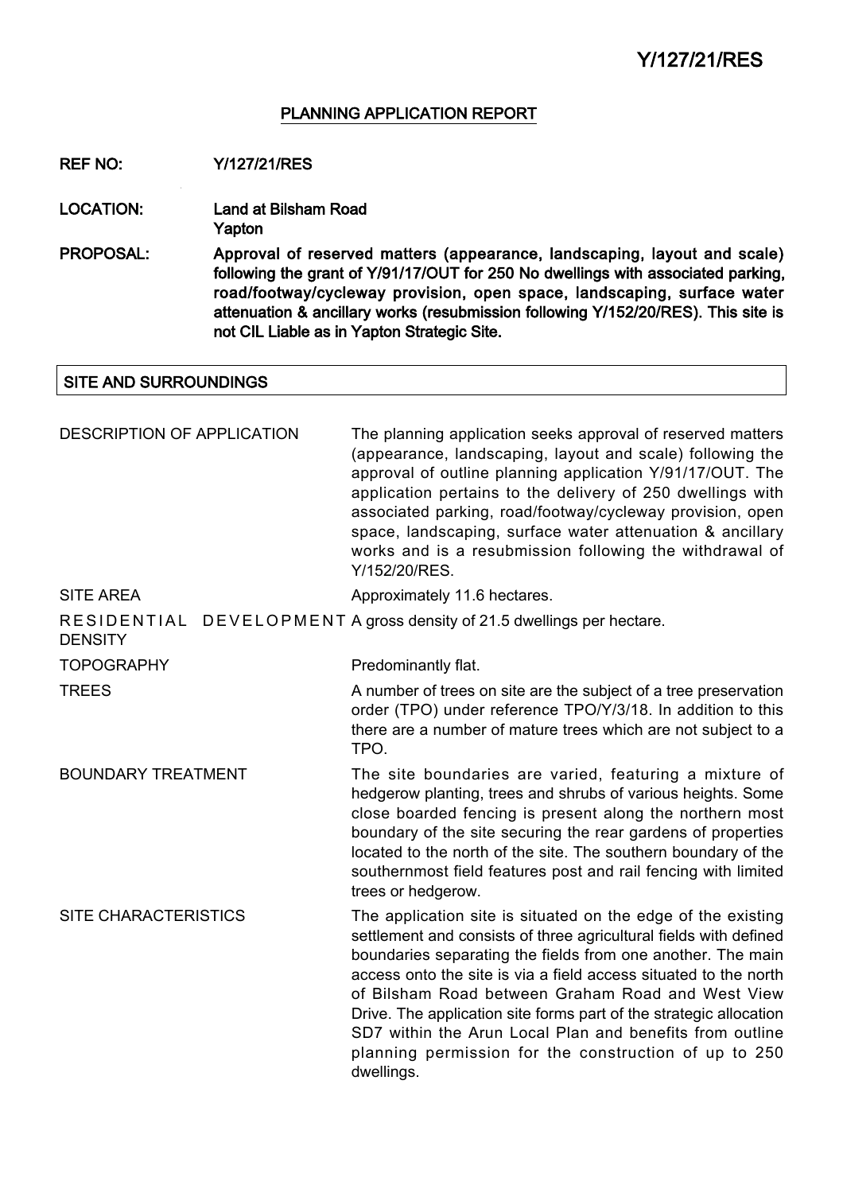## PLANNING APPLICATION REPORT

**REF NO:** Y/127/21/RES

**LOCATION:** Land at Bilsham Road
Yapton

**PROPOSAL:** Approval of reserved matters (appearance, landscaping, layout and scale) following the grant of Y/91/17/OUT for 250 No dwellings with associated parking, road/footway/cycleway provision, open space, landscaping, surface water attenuation & ancillary works (resubmission following Y/152/20/RES). This site is not CIL Liable as in Yapton Strategic Site.

## SITE AND SURROUNDINGS

| | |
|---|---|
| DESCRIPTION OF APPLICATION | The planning application seeks approval of reserved matters (appearance, landscaping, layout and scale) following the approval of outline planning application Y/91/17/OUT. The application pertains to the delivery of 250 dwellings with associated parking, road/footway/cycleway provision, open space, landscaping, surface water attenuation & ancillary works and is a resubmission following the withdrawal of Y/152/20/RES. |
| SITE AREA | Approximately 11.6 hectares. |
| RESIDENTIAL DEVELOPMENT DENSITY | A gross density of 21.5 dwellings per hectare. |
| TOPOGRAPHY | Predominantly flat. |
| TREES | A number of trees on site are the subject of a tree preservation order (TPO) under reference TPO/Y/3/18. In addition to this there are a number of mature trees which are not subject to a TPO. |
| BOUNDARY TREATMENT | The site boundaries are varied, featuring a mixture of hedgerow planting, trees and shrubs of various heights. Some close boarded fencing is present along the northern most boundary of the site securing the rear gardens of properties located to the north of the site. The southern boundary of the southernmost field features post and rail fencing with limited trees or hedgerow. |
| SITE CHARACTERISTICS | The application site is situated on the edge of the existing settlement and consists of three agricultural fields with defined boundaries separating the fields from one another. The main access onto the site is via a field access situated to the north of Bilsham Road between Graham Road and West View Drive. The application site forms part of the strategic allocation SD7 within the Arun Local Plan and benefits from outline planning permission for the construction of up to 250 dwellings. |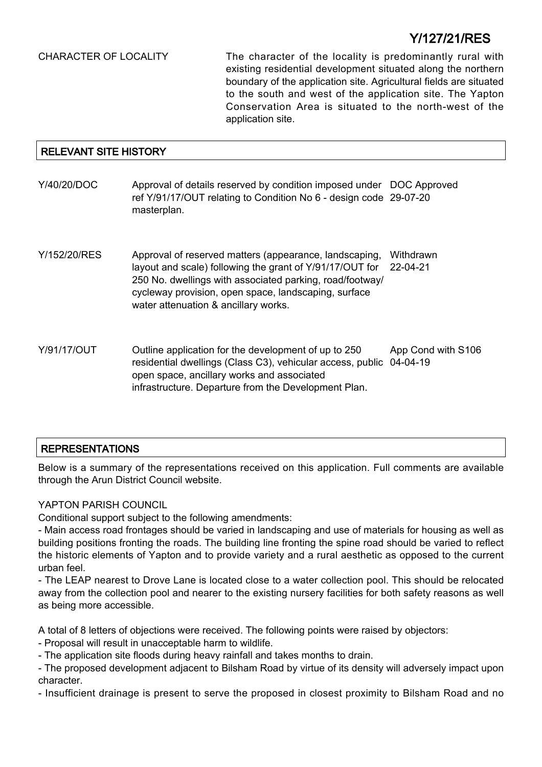CHARACTER OF LOCALITY

The character of the locality is predominantly rural with existing residential development situated along the northern boundary of the application site. Agricultural fields are situated to the south and west of the application site. The Yapton Conservation Area is situated to the north-west of the application site.

## RELEVANT SITE HISTORY

| | | |
|---|---|---|
| Y/40/20/DOC | Approval of details reserved by condition imposed under ref Y/91/17/OUT relating to Condition No 6 - design code masterplan. | DOC Approved 29-07-20 |
| Y/152/20/RES | Approval of reserved matters (appearance, landscaping, layout and scale) following the grant of Y/91/17/OUT for 250 No. dwellings with associated parking, road/footway/ cycleway provision, open space, landscaping, surface water attenuation & ancillary works. | Withdrawn 22-04-21 |
| Y/91/17/OUT | Outline application for the development of up to 250 residential dwellings (Class C3), vehicular access, public open space, ancillary works and associated infrastructure. Departure from the Development Plan. | App Cond with S106 04-04-19 |

## REPRESENTATIONS

Below is a summary of the representations received on this application. Full comments are available through the Arun District Council website.

YAPTON PARISH COUNCIL

Conditional support subject to the following amendments:

- Main access road frontages should be varied in landscaping and use of materials for housing as well as building positions fronting the roads. The building line fronting the spine road should be varied to reflect the historic elements of Yapton and to provide variety and a rural aesthetic as opposed to the current urban feel.
- The LEAP nearest to Drove Lane is located close to a water collection pool. This should be relocated away from the collection pool and nearer to the existing nursery facilities for both safety reasons as well as being more accessible.

A total of 8 letters of objections were received. The following points were raised by objectors:

- Proposal will result in unacceptable harm to wildlife.
- The application site floods during heavy rainfall and takes months to drain.
- The proposed development adjacent to Bilsham Road by virtue of its density will adversely impact upon character.
- Insufficient drainage is present to serve the proposed in closest proximity to Bilsham Road and no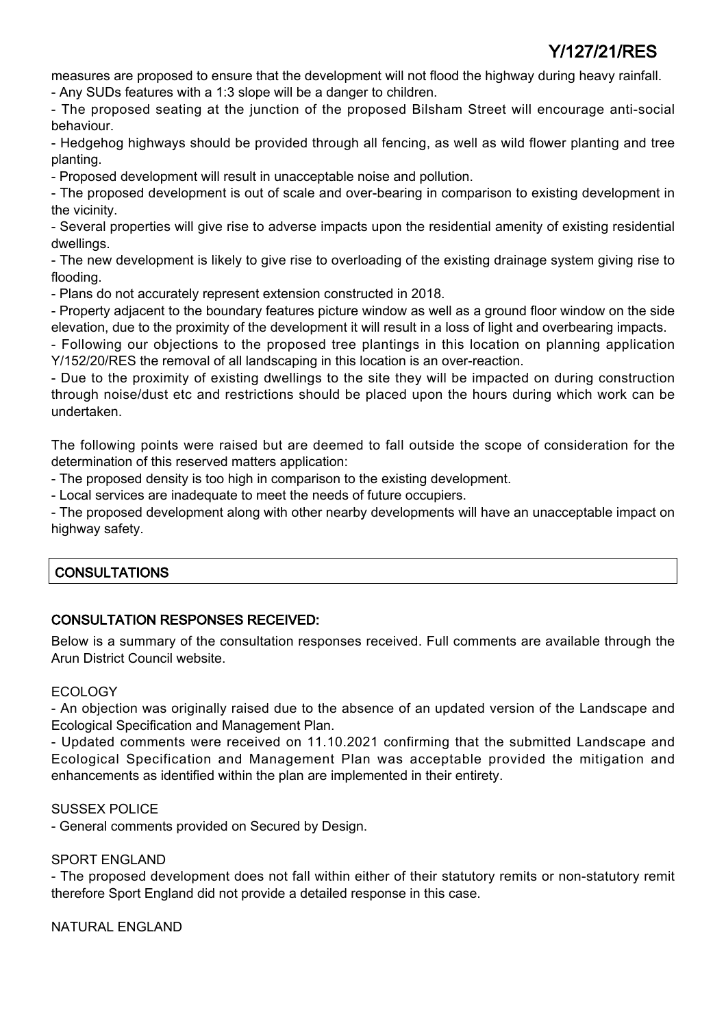measures are proposed to ensure that the development will not flood the highway during heavy rainfall.

- Any SUDs features with a 1:3 slope will be a danger to children.
- The proposed seating at the junction of the proposed Bilsham Street will encourage anti-social behaviour.
- Hedgehog highways should be provided through all fencing, as well as wild flower planting and tree planting.
- Proposed development will result in unacceptable noise and pollution.
- The proposed development is out of scale and over-bearing in comparison to existing development in the vicinity.
- Several properties will give rise to adverse impacts upon the residential amenity of existing residential dwellings.
- The new development is likely to give rise to overloading of the existing drainage system giving rise to flooding.
- Plans do not accurately represent extension constructed in 2018.
- Property adjacent to the boundary features picture window as well as a ground floor window on the side elevation, due to the proximity of the development it will result in a loss of light and overbearing impacts.
- Following our objections to the proposed tree plantings in this location on planning application Y/152/20/RES the removal of all landscaping in this location is an over-reaction.
- Due to the proximity of existing dwellings to the site they will be impacted on during construction through noise/dust etc and restrictions should be placed upon the hours during which work can be undertaken.

The following points were raised but are deemed to fall outside the scope of consideration for the determination of this reserved matters application:

- The proposed density is too high in comparison to the existing development.
- Local services are inadequate to meet the needs of future occupiers.
- The proposed development along with other nearby developments will have an unacceptable impact on highway safety.

## CONSULTATIONS

### CONSULTATION RESPONSES RECEIVED:

Below is a summary of the consultation responses received. Full comments are available through the Arun District Council website.

ECOLOGY

- An objection was originally raised due to the absence of an updated version of the Landscape and Ecological Specification and Management Plan.
- Updated comments were received on 11.10.2021 confirming that the submitted Landscape and Ecological Specification and Management Plan was acceptable provided the mitigation and enhancements as identified within the plan are implemented in their entirety.

SUSSEX POLICE

- General comments provided on Secured by Design.

SPORT ENGLAND

- The proposed development does not fall within either of their statutory remits or non-statutory remit therefore Sport England did not provide a detailed response in this case.

NATURAL ENGLAND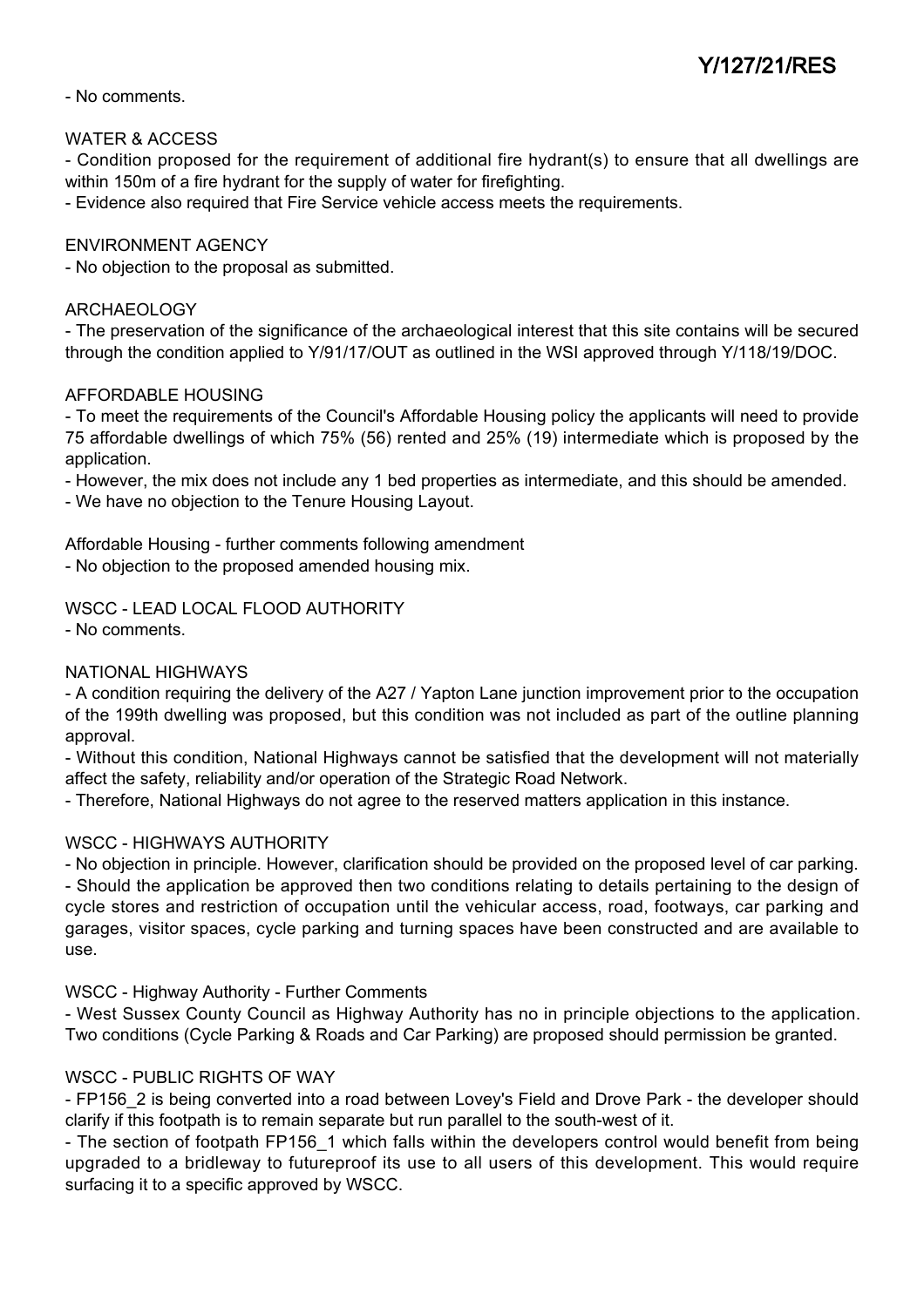- No comments.

WATER & ACCESS

- Condition proposed for the requirement of additional fire hydrant(s) to ensure that all dwellings are within 150m of a fire hydrant for the supply of water for firefighting.
- Evidence also required that Fire Service vehicle access meets the requirements.

ENVIRONMENT AGENCY

- No objection to the proposal as submitted.

ARCHAEOLOGY

- The preservation of the significance of the archaeological interest that this site contains will be secured through the condition applied to Y/91/17/OUT as outlined in the WSI approved through Y/118/19/DOC.

AFFORDABLE HOUSING

- To meet the requirements of the Council's Affordable Housing policy the applicants will need to provide 75 affordable dwellings of which 75% (56) rented and 25% (19) intermediate which is proposed by the application.
- However, the mix does not include any 1 bed properties as intermediate, and this should be amended.
- We have no objection to the Tenure Housing Layout.

Affordable Housing - further comments following amendment

- No objection to the proposed amended housing mix.

WSCC - LEAD LOCAL FLOOD AUTHORITY

- No comments.

NATIONAL HIGHWAYS

- A condition requiring the delivery of the A27 / Yapton Lane junction improvement prior to the occupation of the 199th dwelling was proposed, but this condition was not included as part of the outline planning approval.
- Without this condition, National Highways cannot be satisfied that the development will not materially affect the safety, reliability and/or operation of the Strategic Road Network.
- Therefore, National Highways do not agree to the reserved matters application in this instance.

WSCC - HIGHWAYS AUTHORITY

- No objection in principle. However, clarification should be provided on the proposed level of car parking.
- Should the application be approved then two conditions relating to details pertaining to the design of cycle stores and restriction of occupation until the vehicular access, road, footways, car parking and garages, visitor spaces, cycle parking and turning spaces have been constructed and are available to use.

WSCC - Highway Authority - Further Comments

- West Sussex County Council as Highway Authority has no in principle objections to the application. Two conditions (Cycle Parking & Roads and Car Parking) are proposed should permission be granted.

WSCC - PUBLIC RIGHTS OF WAY

- FP156_2 is being converted into a road between Lovey's Field and Drove Park - the developer should clarify if this footpath is to remain separate but run parallel to the south-west of it.
- The section of footpath FP156_1 which falls within the developers control would benefit from being upgraded to a bridleway to futureproof its use to all users of this development. This would require surfacing it to a specific approved by WSCC.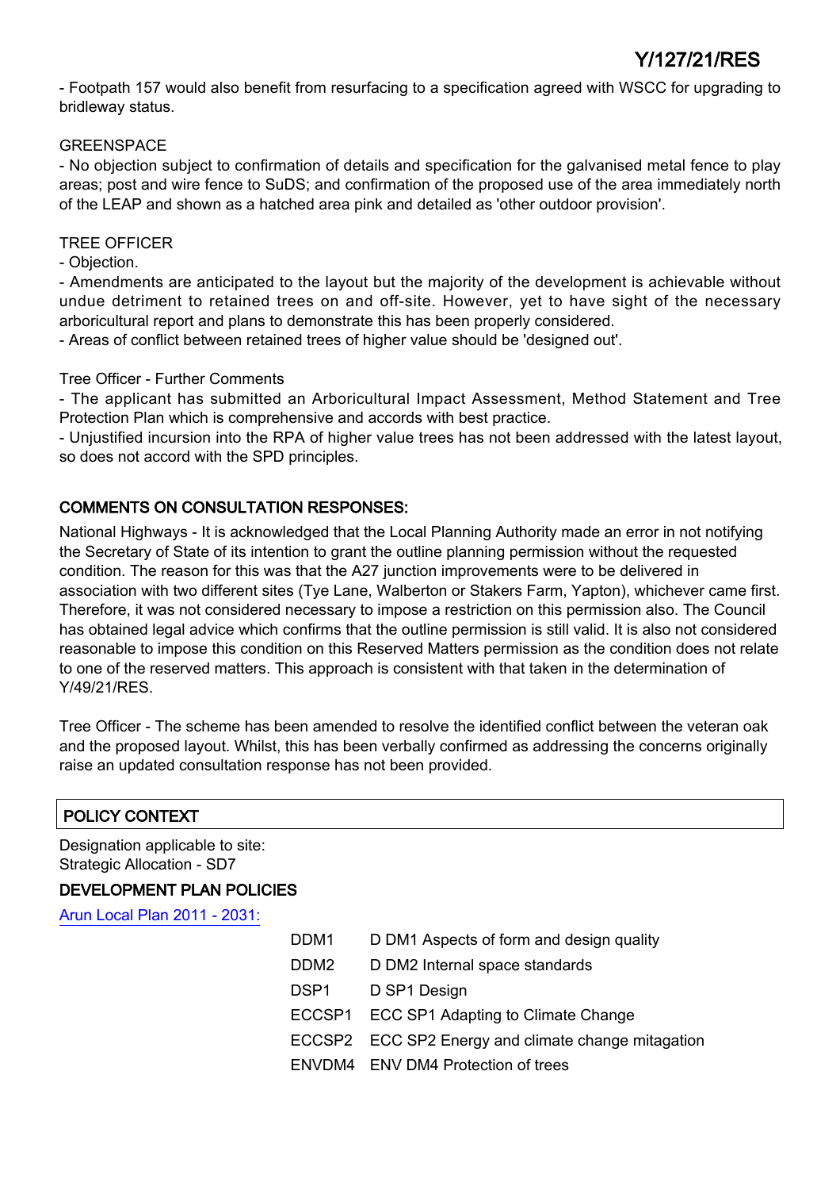- Footpath 157 would also benefit from resurfacing to a specification agreed with WSCC for upgrading to bridleway status.

GREENSPACE

- No objection subject to confirmation of details and specification for the galvanised metal fence to play areas; post and wire fence to SuDS; and confirmation of the proposed use of the area immediately north of the LEAP and shown as a hatched area pink and detailed as 'other outdoor provision'.

TREE OFFICER

- Objection.
- Amendments are anticipated to the layout but the majority of the development is achievable without undue detriment to retained trees on and off-site. However, yet to have sight of the necessary arboricultural report and plans to demonstrate this has been properly considered.
- Areas of conflict between retained trees of higher value should be 'designed out'.

Tree Officer - Further Comments

- The applicant has submitted an Arboricultural Impact Assessment, Method Statement and Tree Protection Plan which is comprehensive and accords with best practice.
- Unjustified incursion into the RPA of higher value trees has not been addressed with the latest layout, so does not accord with the SPD principles.

## COMMENTS ON CONSULTATION RESPONSES:

National Highways - It is acknowledged that the Local Planning Authority made an error in not notifying the Secretary of State of its intention to grant the outline planning permission without the requested condition. The reason for this was that the A27 junction improvements were to be delivered in association with two different sites (Tye Lane, Walberton or Stakers Farm, Yapton), whichever came first. Therefore, it was not considered necessary to impose a restriction on this permission also. The Council has obtained legal advice which confirms that the outline permission is still valid. It is also not considered reasonable to impose this condition on this Reserved Matters permission as the condition does not relate to one of the reserved matters. This approach is consistent with that taken in the determination of Y/49/21/RES.

Tree Officer - The scheme has been amended to resolve the identified conflict between the veteran oak and the proposed layout. Whilst, this has been verbally confirmed as addressing the concerns originally raise an updated consultation response has not been provided.

## POLICY CONTEXT

Designation applicable to site:
Strategic Allocation - SD7

### DEVELOPMENT PLAN POLICIES

Arun Local Plan 2011 - 2031:

| | |
|---|---|
| DDM1 | D DM1 Aspects of form and design quality |
| DDM2 | D DM2 Internal space standards |
| DSP1 | D SP1 Design |
| ECCSP1 | ECC SP1 Adapting to Climate Change |
| ECCSP2 | ECC SP2 Energy and climate change mitagation |
| ENVDM4 | ENV DM4 Protection of trees |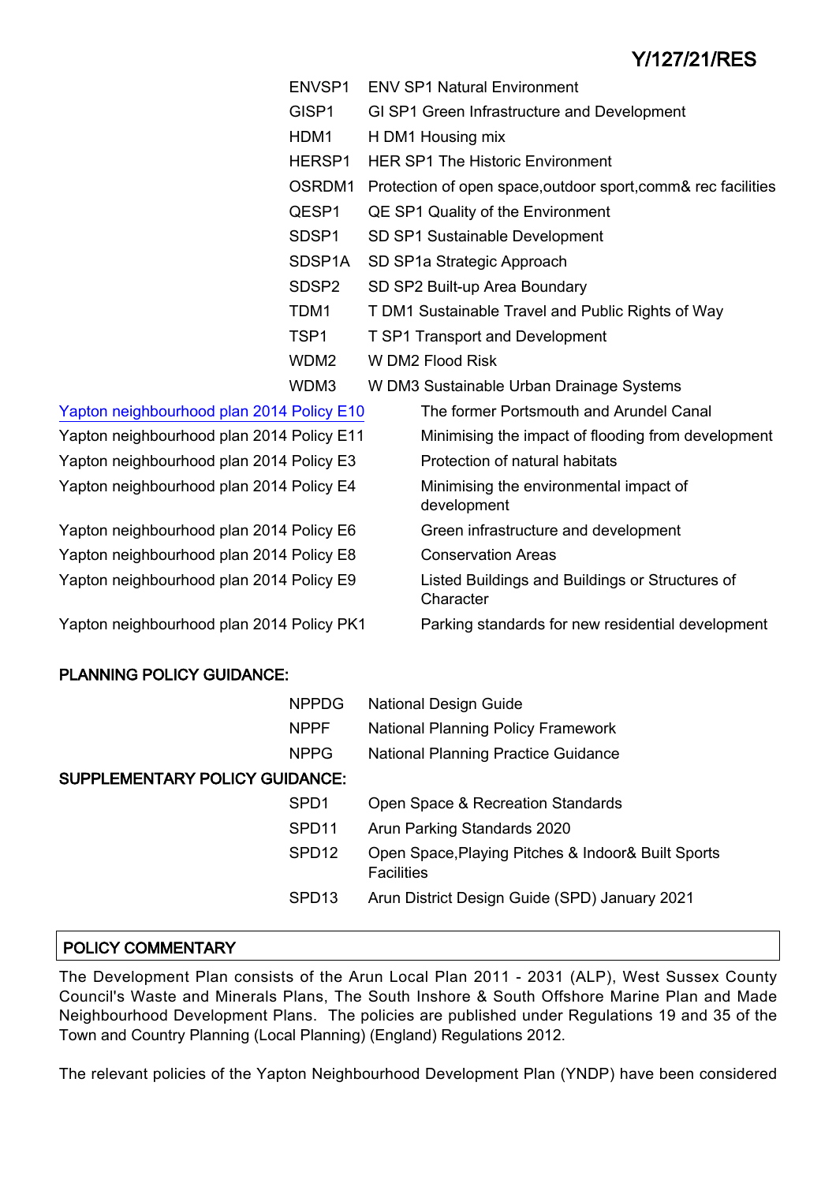| | |
|---|---|
| ENVSP1 | ENV SP1 Natural Environment |
| GISP1 | GI SP1 Green Infrastructure and Development |
| HDM1 | H DM1 Housing mix |
| HERSP1 | HER SP1 The Historic Environment |
| OSRDM1 | Protection of open space,outdoor sport,comm& rec facilities |
| QESP1 | QE SP1 Quality of the Environment |
| SDSP1 | SD SP1 Sustainable Development |
| SDSP1A | SD SP1a Strategic Approach |
| SDSP2 | SD SP2 Built-up Area Boundary |
| TDM1 | T DM1 Sustainable Travel and Public Rights of Way |
| TSP1 | T SP1 Transport and Development |
| WDM2 | W DM2 Flood Risk |
| WDM3 | W DM3 Sustainable Urban Drainage Systems |

| | |
|---|---|
| Yapton neighbourhood plan 2014 Policy E10 | The former Portsmouth and Arundel Canal |
| Yapton neighbourhood plan 2014 Policy E11 | Minimising the impact of flooding from development |
| Yapton neighbourhood plan 2014 Policy E3 | Protection of natural habitats |
| Yapton neighbourhood plan 2014 Policy E4 | Minimising the environmental impact of development |
| Yapton neighbourhood plan 2014 Policy E6 | Green infrastructure and development |
| Yapton neighbourhood plan 2014 Policy E8 | Conservation Areas |
| Yapton neighbourhood plan 2014 Policy E9 | Listed Buildings and Buildings or Structures of Character |
| Yapton neighbourhood plan 2014 Policy PK1 | Parking standards for new residential development |

**PLANNING POLICY GUIDANCE:**

| | |
|---|---|
| NPPDG | National Design Guide |
| NPPF | National Planning Policy Framework |
| NPPG | National Planning Practice Guidance |

**SUPPLEMENTARY POLICY GUIDANCE:**

| | |
|---|---|
| SPD1 | Open Space & Recreation Standards |
| SPD11 | Arun Parking Standards 2020 |
| SPD12 | Open Space,Playing Pitches & Indoor& Built Sports Facilities |
| SPD13 | Arun District Design Guide (SPD) January 2021 |

**POLICY COMMENTARY**

The Development Plan consists of the Arun Local Plan 2011 - 2031 (ALP), West Sussex County Council's Waste and Minerals Plans, The South Inshore & South Offshore Marine Plan and Made Neighbourhood Development Plans. The policies are published under Regulations 19 and 35 of the Town and Country Planning (Local Planning) (England) Regulations 2012.

The relevant policies of the Yapton Neighbourhood Development Plan (YNDP) have been considered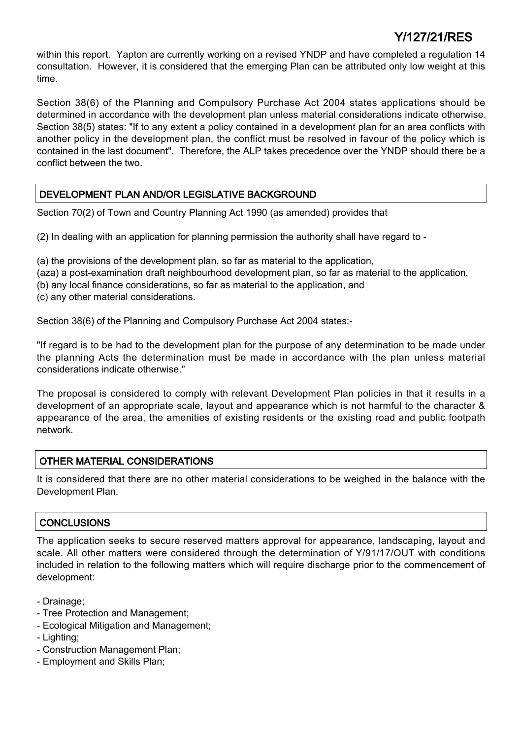within this report. Yapton are currently working on a revised YNDP and have completed a regulation 14 consultation. However, it is considered that the emerging Plan can be attributed only low weight at this time.

Section 38(6) of the Planning and Compulsory Purchase Act 2004 states applications should be determined in accordance with the development plan unless material considerations indicate otherwise. Section 38(5) states: "If to any extent a policy contained in a development plan for an area conflicts with another policy in the development plan, the conflict must be resolved in favour of the policy which is contained in the last document". Therefore, the ALP takes precedence over the YNDP should there be a conflict between the two.

## DEVELOPMENT PLAN AND/OR LEGISLATIVE BACKGROUND

Section 70(2) of Town and Country Planning Act 1990 (as amended) provides that

(2) In dealing with an application for planning permission the authority shall have regard to -

(a) the provisions of the development plan, so far as material to the application,
(aza) a post-examination draft neighbourhood development plan, so far as material to the application,
(b) any local finance considerations, so far as material to the application, and
(c) any other material considerations.

Section 38(6) of the Planning and Compulsory Purchase Act 2004 states:-

"If regard is to be had to the development plan for the purpose of any determination to be made under the planning Acts the determination must be made in accordance with the plan unless material considerations indicate otherwise."

The proposal is considered to comply with relevant Development Plan policies in that it results in a development of an appropriate scale, layout and appearance which is not harmful to the character & appearance of the area, the amenities of existing residents or the existing road and public footpath network.

## OTHER MATERIAL CONSIDERATIONS

It is considered that there are no other material considerations to be weighed in the balance with the Development Plan.

## CONCLUSIONS

The application seeks to secure reserved matters approval for appearance, landscaping, layout and scale. All other matters were considered through the determination of Y/91/17/OUT with conditions included in relation to the following matters which will require discharge prior to the commencement of development:

- Drainage;
- Tree Protection and Management;
- Ecological Mitigation and Management;
- Lighting;
- Construction Management Plan;
- Employment and Skills Plan;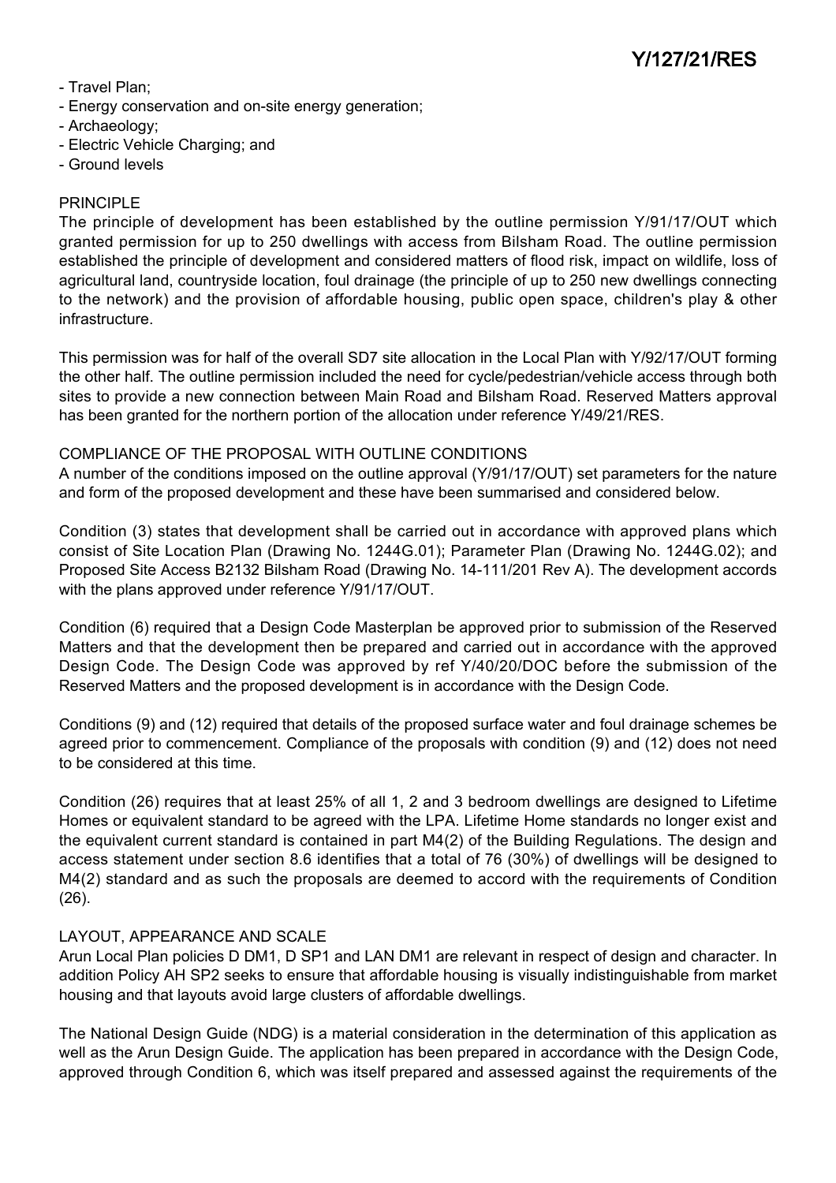- Travel Plan;
- Energy conservation and on-site energy generation;
- Archaeology;
- Electric Vehicle Charging; and
- Ground levels

## PRINCIPLE

The principle of development has been established by the outline permission Y/91/17/OUT which granted permission for up to 250 dwellings with access from Bilsham Road. The outline permission established the principle of development and considered matters of flood risk, impact on wildlife, loss of agricultural land, countryside location, foul drainage (the principle of up to 250 new dwellings connecting to the network) and the provision of affordable housing, public open space, children's play & other infrastructure.

This permission was for half of the overall SD7 site allocation in the Local Plan with Y/92/17/OUT forming the other half. The outline permission included the need for cycle/pedestrian/vehicle access through both sites to provide a new connection between Main Road and Bilsham Road. Reserved Matters approval has been granted for the northern portion of the allocation under reference Y/49/21/RES.

## COMPLIANCE OF THE PROPOSAL WITH OUTLINE CONDITIONS

A number of the conditions imposed on the outline approval (Y/91/17/OUT) set parameters for the nature and form of the proposed development and these have been summarised and considered below.

Condition (3) states that development shall be carried out in accordance with approved plans which consist of Site Location Plan (Drawing No. 1244G.01); Parameter Plan (Drawing No. 1244G.02); and Proposed Site Access B2132 Bilsham Road (Drawing No. 14-111/201 Rev A). The development accords with the plans approved under reference Y/91/17/OUT.

Condition (6) required that a Design Code Masterplan be approved prior to submission of the Reserved Matters and that the development then be prepared and carried out in accordance with the approved Design Code. The Design Code was approved by ref Y/40/20/DOC before the submission of the Reserved Matters and the proposed development is in accordance with the Design Code.

Conditions (9) and (12) required that details of the proposed surface water and foul drainage schemes be agreed prior to commencement. Compliance of the proposals with condition (9) and (12) does not need to be considered at this time.

Condition (26) requires that at least 25% of all 1, 2 and 3 bedroom dwellings are designed to Lifetime Homes or equivalent standard to be agreed with the LPA. Lifetime Home standards no longer exist and the equivalent current standard is contained in part M4(2) of the Building Regulations. The design and access statement under section 8.6 identifies that a total of 76 (30%) of dwellings will be designed to M4(2) standard and as such the proposals are deemed to accord with the requirements of Condition (26).

## LAYOUT, APPEARANCE AND SCALE

Arun Local Plan policies D DM1, D SP1 and LAN DM1 are relevant in respect of design and character. In addition Policy AH SP2 seeks to ensure that affordable housing is visually indistinguishable from market housing and that layouts avoid large clusters of affordable dwellings.

The National Design Guide (NDG) is a material consideration in the determination of this application as well as the Arun Design Guide. The application has been prepared in accordance with the Design Code, approved through Condition 6, which was itself prepared and assessed against the requirements of the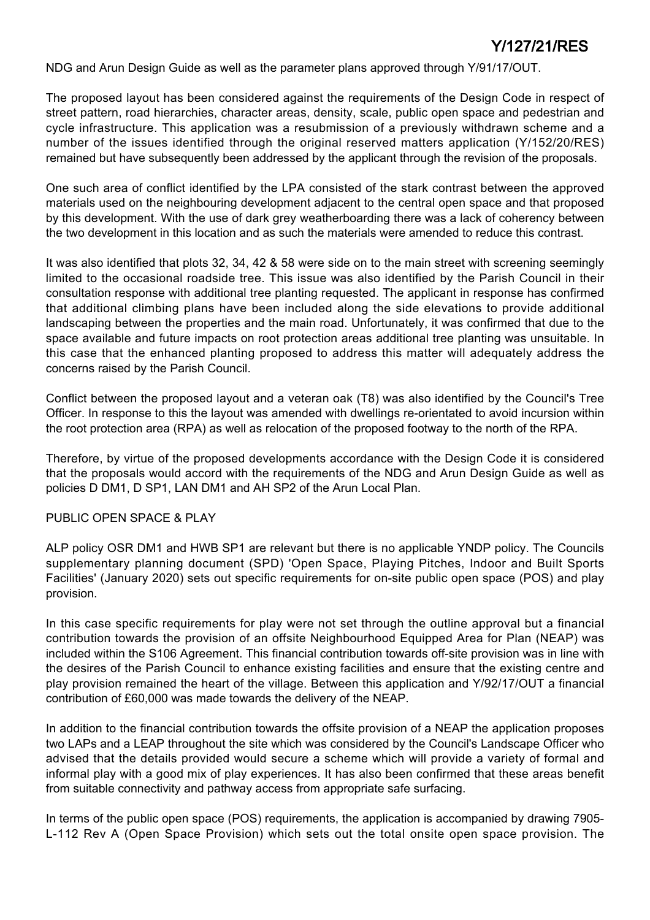NDG and Arun Design Guide as well as the parameter plans approved through Y/91/17/OUT.

The proposed layout has been considered against the requirements of the Design Code in respect of street pattern, road hierarchies, character areas, density, scale, public open space and pedestrian and cycle infrastructure. This application was a resubmission of a previously withdrawn scheme and a number of the issues identified through the original reserved matters application (Y/152/20/RES) remained but have subsequently been addressed by the applicant through the revision of the proposals.

One such area of conflict identified by the LPA consisted of the stark contrast between the approved materials used on the neighbouring development adjacent to the central open space and that proposed by this development. With the use of dark grey weatherboarding there was a lack of coherency between the two development in this location and as such the materials were amended to reduce this contrast.

It was also identified that plots 32, 34, 42 & 58 were side on to the main street with screening seemingly limited to the occasional roadside tree. This issue was also identified by the Parish Council in their consultation response with additional tree planting requested. The applicant in response has confirmed that additional climbing plans have been included along the side elevations to provide additional landscaping between the properties and the main road. Unfortunately, it was confirmed that due to the space available and future impacts on root protection areas additional tree planting was unsuitable. In this case that the enhanced planting proposed to address this matter will adequately address the concerns raised by the Parish Council.

Conflict between the proposed layout and a veteran oak (T8) was also identified by the Council's Tree Officer. In response to this the layout was amended with dwellings re-orientated to avoid incursion within the root protection area (RPA) as well as relocation of the proposed footway to the north of the RPA.

Therefore, by virtue of the proposed developments accordance with the Design Code it is considered that the proposals would accord with the requirements of the NDG and Arun Design Guide as well as policies D DM1, D SP1, LAN DM1 and AH SP2 of the Arun Local Plan.

PUBLIC OPEN SPACE & PLAY

ALP policy OSR DM1 and HWB SP1 are relevant but there is no applicable YNDP policy. The Councils supplementary planning document (SPD) 'Open Space, Playing Pitches, Indoor and Built Sports Facilities' (January 2020) sets out specific requirements for on-site public open space (POS) and play provision.

In this case specific requirements for play were not set through the outline approval but a financial contribution towards the provision of an offsite Neighbourhood Equipped Area for Plan (NEAP) was included within the S106 Agreement. This financial contribution towards off-site provision was in line with the desires of the Parish Council to enhance existing facilities and ensure that the existing centre and play provision remained the heart of the village. Between this application and Y/92/17/OUT a financial contribution of £60,000 was made towards the delivery of the NEAP.

In addition to the financial contribution towards the offsite provision of a NEAP the application proposes two LAPs and a LEAP throughout the site which was considered by the Council's Landscape Officer who advised that the details provided would secure a scheme which will provide a variety of formal and informal play with a good mix of play experiences. It has also been confirmed that these areas benefit from suitable connectivity and pathway access from appropriate safe surfacing.

In terms of the public open space (POS) requirements, the application is accompanied by drawing 7905-L-112 Rev A (Open Space Provision) which sets out the total onsite open space provision. The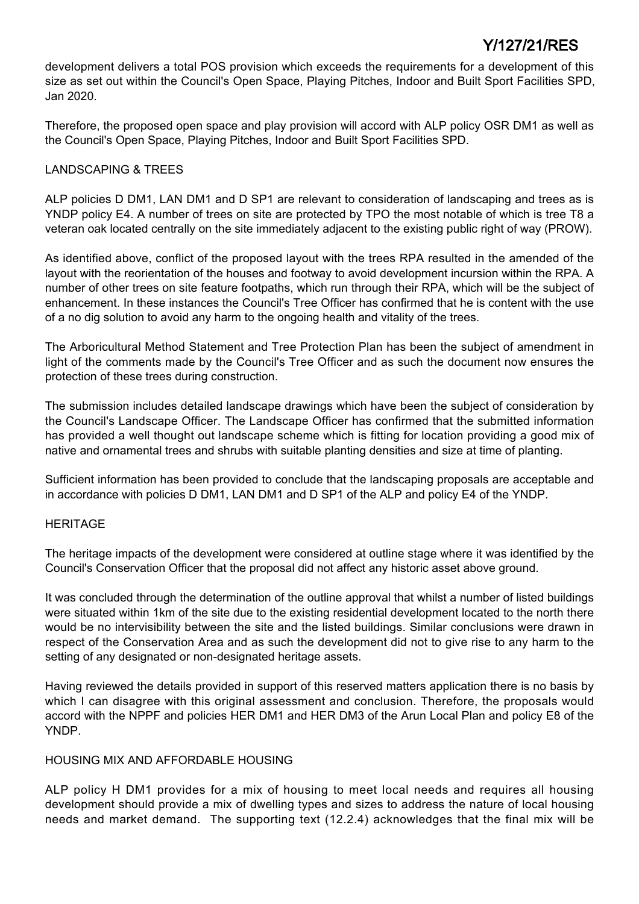development delivers a total POS provision which exceeds the requirements for a development of this size as set out within the Council's Open Space, Playing Pitches, Indoor and Built Sport Facilities SPD, Jan 2020.

Therefore, the proposed open space and play provision will accord with ALP policy OSR DM1 as well as the Council's Open Space, Playing Pitches, Indoor and Built Sport Facilities SPD.

LANDSCAPING & TREES

ALP policies D DM1, LAN DM1 and D SP1 are relevant to consideration of landscaping and trees as is YNDP policy E4. A number of trees on site are protected by TPO the most notable of which is tree T8 a veteran oak located centrally on the site immediately adjacent to the existing public right of way (PROW).

As identified above, conflict of the proposed layout with the trees RPA resulted in the amended of the layout with the reorientation of the houses and footway to avoid development incursion within the RPA. A number of other trees on site feature footpaths, which run through their RPA, which will be the subject of enhancement. In these instances the Council's Tree Officer has confirmed that he is content with the use of a no dig solution to avoid any harm to the ongoing health and vitality of the trees.

The Arboricultural Method Statement and Tree Protection Plan has been the subject of amendment in light of the comments made by the Council's Tree Officer and as such the document now ensures the protection of these trees during construction.

The submission includes detailed landscape drawings which have been the subject of consideration by the Council's Landscape Officer. The Landscape Officer has confirmed that the submitted information has provided a well thought out landscape scheme which is fitting for location providing a good mix of native and ornamental trees and shrubs with suitable planting densities and size at time of planting.

Sufficient information has been provided to conclude that the landscaping proposals are acceptable and in accordance with policies D DM1, LAN DM1 and D SP1 of the ALP and policy E4 of the YNDP.

HERITAGE

The heritage impacts of the development were considered at outline stage where it was identified by the Council's Conservation Officer that the proposal did not affect any historic asset above ground.

It was concluded through the determination of the outline approval that whilst a number of listed buildings were situated within 1km of the site due to the existing residential development located to the north there would be no intervisibility between the site and the listed buildings. Similar conclusions were drawn in respect of the Conservation Area and as such the development did not to give rise to any harm to the setting of any designated or non-designated heritage assets.

Having reviewed the details provided in support of this reserved matters application there is no basis by which I can disagree with this original assessment and conclusion. Therefore, the proposals would accord with the NPPF and policies HER DM1 and HER DM3 of the Arun Local Plan and policy E8 of the YNDP.

HOUSING MIX AND AFFORDABLE HOUSING

ALP policy H DM1 provides for a mix of housing to meet local needs and requires all housing development should provide a mix of dwelling types and sizes to address the nature of local housing needs and market demand. The supporting text (12.2.4) acknowledges that the final mix will be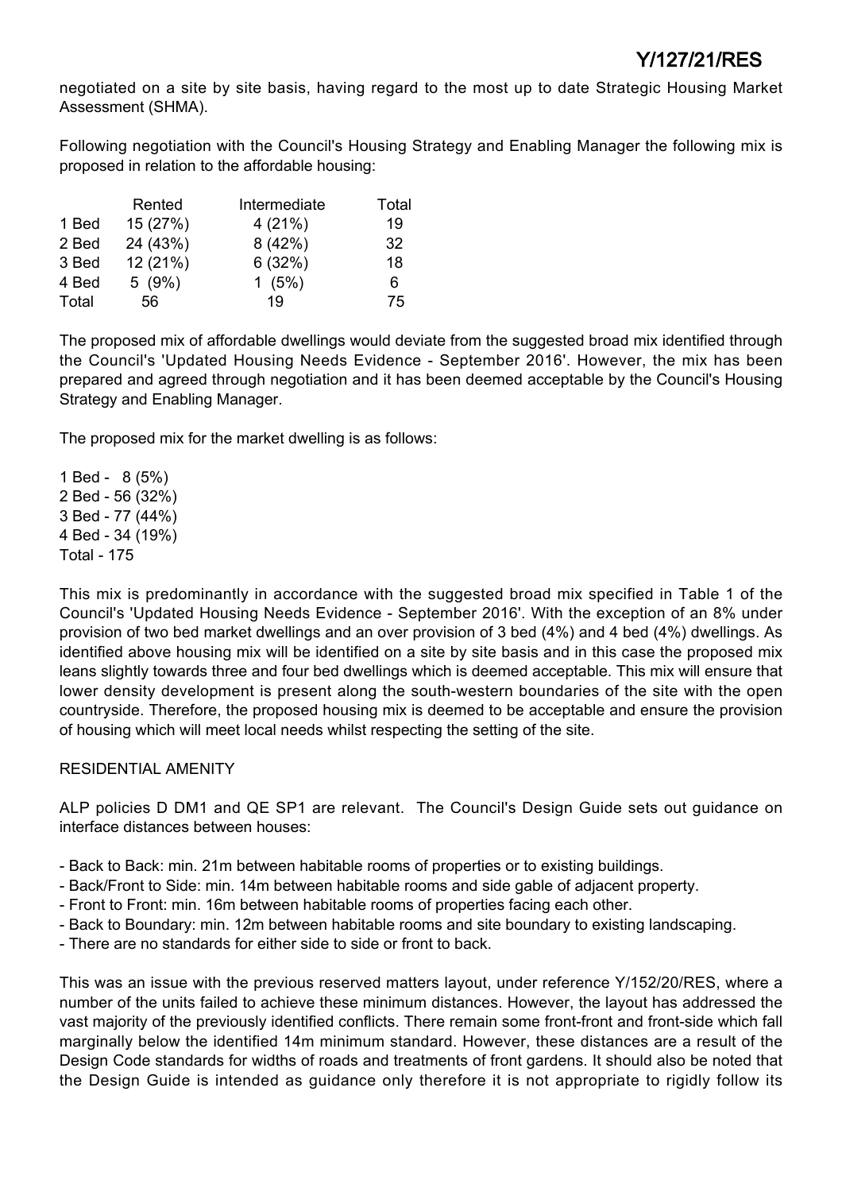negotiated on a site by site basis, having regard to the most up to date Strategic Housing Market Assessment (SHMA).

Following negotiation with the Council's Housing Strategy and Enabling Manager the following mix is proposed in relation to the affordable housing:

| | Rented | Intermediate | Total |
|---|---|---|---|
| 1 Bed | 15 (27%) | 4 (21%) | 19 |
| 2 Bed | 24 (43%) | 8 (42%) | 32 |
| 3 Bed | 12 (21%) | 6 (32%) | 18 |
| 4 Bed | 5 (9%) | 1 (5%) | 6 |
| Total | 56 | 19 | 75 |

The proposed mix of affordable dwellings would deviate from the suggested broad mix identified through the Council's 'Updated Housing Needs Evidence - September 2016'. However, the mix has been prepared and agreed through negotiation and it has been deemed acceptable by the Council's Housing Strategy and Enabling Manager.

The proposed mix for the market dwelling is as follows:

1 Bed - 8 (5%)
2 Bed - 56 (32%)
3 Bed - 77 (44%)
4 Bed - 34 (19%)
Total - 175

This mix is predominantly in accordance with the suggested broad mix specified in Table 1 of the Council's 'Updated Housing Needs Evidence - September 2016'. With the exception of an 8% under provision of two bed market dwellings and an over provision of 3 bed (4%) and 4 bed (4%) dwellings. As identified above housing mix will be identified on a site by site basis and in this case the proposed mix leans slightly towards three and four bed dwellings which is deemed acceptable. This mix will ensure that lower density development is present along the south-western boundaries of the site with the open countryside. Therefore, the proposed housing mix is deemed to be acceptable and ensure the provision of housing which will meet local needs whilst respecting the setting of the site.

RESIDENTIAL AMENITY

ALP policies D DM1 and QE SP1 are relevant. The Council's Design Guide sets out guidance on interface distances between houses:

- Back to Back: min. 21m between habitable rooms of properties or to existing buildings.
- Back/Front to Side: min. 14m between habitable rooms and side gable of adjacent property.
- Front to Front: min. 16m between habitable rooms of properties facing each other.
- Back to Boundary: min. 12m between habitable rooms and site boundary to existing landscaping.
- There are no standards for either side to side or front to back.

This was an issue with the previous reserved matters layout, under reference Y/152/20/RES, where a number of the units failed to achieve these minimum distances. However, the layout has addressed the vast majority of the previously identified conflicts. There remain some front-front and front-side which fall marginally below the identified 14m minimum standard. However, these distances are a result of the Design Code standards for widths of roads and treatments of front gardens. It should also be noted that the Design Guide is intended as guidance only therefore it is not appropriate to rigidly follow its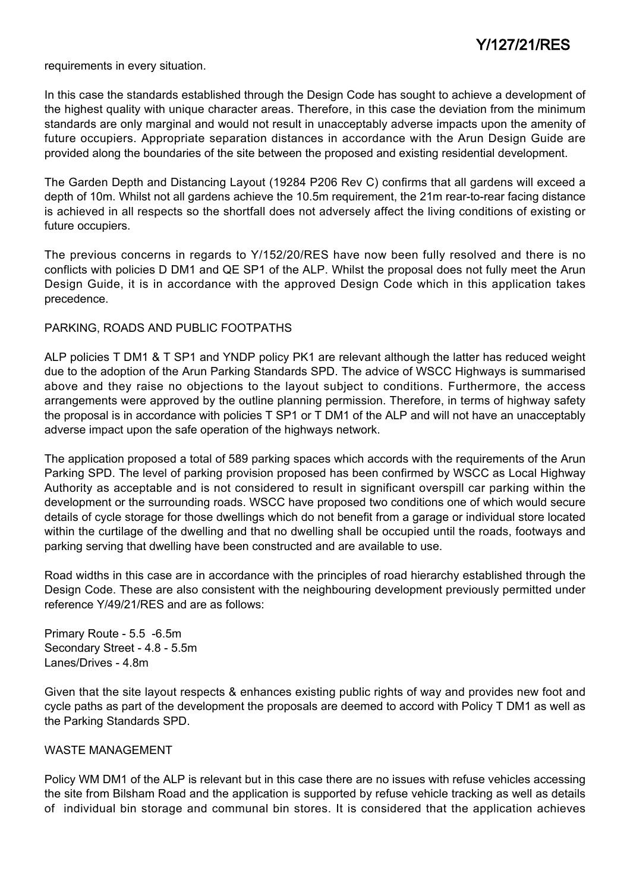requirements in every situation.

In this case the standards established through the Design Code has sought to achieve a development of the highest quality with unique character areas. Therefore, in this case the deviation from the minimum standards are only marginal and would not result in unacceptably adverse impacts upon the amenity of future occupiers. Appropriate separation distances in accordance with the Arun Design Guide are provided along the boundaries of the site between the proposed and existing residential development.

The Garden Depth and Distancing Layout (19284 P206 Rev C) confirms that all gardens will exceed a depth of 10m. Whilst not all gardens achieve the 10.5m requirement, the 21m rear-to-rear facing distance is achieved in all respects so the shortfall does not adversely affect the living conditions of existing or future occupiers.

The previous concerns in regards to Y/152/20/RES have now been fully resolved and there is no conflicts with policies D DM1 and QE SP1 of the ALP. Whilst the proposal does not fully meet the Arun Design Guide, it is in accordance with the approved Design Code which in this application takes precedence.

PARKING, ROADS AND PUBLIC FOOTPATHS

ALP policies T DM1 & T SP1 and YNDP policy PK1 are relevant although the latter has reduced weight due to the adoption of the Arun Parking Standards SPD. The advice of WSCC Highways is summarised above and they raise no objections to the layout subject to conditions. Furthermore, the access arrangements were approved by the outline planning permission. Therefore, in terms of highway safety the proposal is in accordance with policies T SP1 or T DM1 of the ALP and will not have an unacceptably adverse impact upon the safe operation of the highways network.

The application proposed a total of 589 parking spaces which accords with the requirements of the Arun Parking SPD. The level of parking provision proposed has been confirmed by WSCC as Local Highway Authority as acceptable and is not considered to result in significant overspill car parking within the development or the surrounding roads. WSCC have proposed two conditions one of which would secure details of cycle storage for those dwellings which do not benefit from a garage or individual store located within the curtilage of the dwelling and that no dwelling shall be occupied until the roads, footways and parking serving that dwelling have been constructed and are available to use.

Road widths in this case are in accordance with the principles of road hierarchy established through the Design Code. These are also consistent with the neighbouring development previously permitted under reference Y/49/21/RES and are as follows:

Primary Route - 5.5 -6.5m
Secondary Street - 4.8 - 5.5m
Lanes/Drives - 4.8m

Given that the site layout respects & enhances existing public rights of way and provides new foot and cycle paths as part of the development the proposals are deemed to accord with Policy T DM1 as well as the Parking Standards SPD.

WASTE MANAGEMENT

Policy WM DM1 of the ALP is relevant but in this case there are no issues with refuse vehicles accessing the site from Bilsham Road and the application is supported by refuse vehicle tracking as well as details of individual bin storage and communal bin stores. It is considered that the application achieves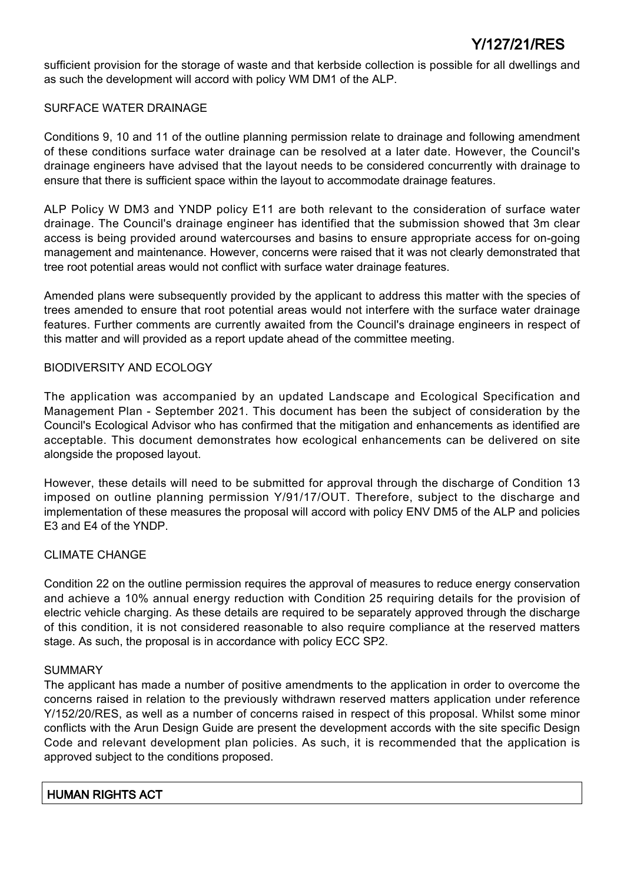sufficient provision for the storage of waste and that kerbside collection is possible for all dwellings and as such the development will accord with policy WM DM1 of the ALP.

## SURFACE WATER DRAINAGE

Conditions 9, 10 and 11 of the outline planning permission relate to drainage and following amendment of these conditions surface water drainage can be resolved at a later date. However, the Council's drainage engineers have advised that the layout needs to be considered concurrently with drainage to ensure that there is sufficient space within the layout to accommodate drainage features.

ALP Policy W DM3 and YNDP policy E11 are both relevant to the consideration of surface water drainage. The Council's drainage engineer has identified that the submission showed that 3m clear access is being provided around watercourses and basins to ensure appropriate access for on-going management and maintenance. However, concerns were raised that it was not clearly demonstrated that tree root potential areas would not conflict with surface water drainage features.

Amended plans were subsequently provided by the applicant to address this matter with the species of trees amended to ensure that root potential areas would not interfere with the surface water drainage features. Further comments are currently awaited from the Council's drainage engineers in respect of this matter and will provided as a report update ahead of the committee meeting.

## BIODIVERSITY AND ECOLOGY

The application was accompanied by an updated Landscape and Ecological Specification and Management Plan - September 2021. This document has been the subject of consideration by the Council's Ecological Advisor who has confirmed that the mitigation and enhancements as identified are acceptable. This document demonstrates how ecological enhancements can be delivered on site alongside the proposed layout.

However, these details will need to be submitted for approval through the discharge of Condition 13 imposed on outline planning permission Y/91/17/OUT. Therefore, subject to the discharge and implementation of these measures the proposal will accord with policy ENV DM5 of the ALP and policies E3 and E4 of the YNDP.

## CLIMATE CHANGE

Condition 22 on the outline permission requires the approval of measures to reduce energy conservation and achieve a 10% annual energy reduction with Condition 25 requiring details for the provision of electric vehicle charging. As these details are required to be separately approved through the discharge of this condition, it is not considered reasonable to also require compliance at the reserved matters stage. As such, the proposal is in accordance with policy ECC SP2.

## SUMMARY

The applicant has made a number of positive amendments to the application in order to overcome the concerns raised in relation to the previously withdrawn reserved matters application under reference Y/152/20/RES, as well as a number of concerns raised in respect of this proposal. Whilst some minor conflicts with the Arun Design Guide are present the development accords with the site specific Design Code and relevant development plan policies. As such, it is recommended that the application is approved subject to the conditions proposed.

## HUMAN RIGHTS ACT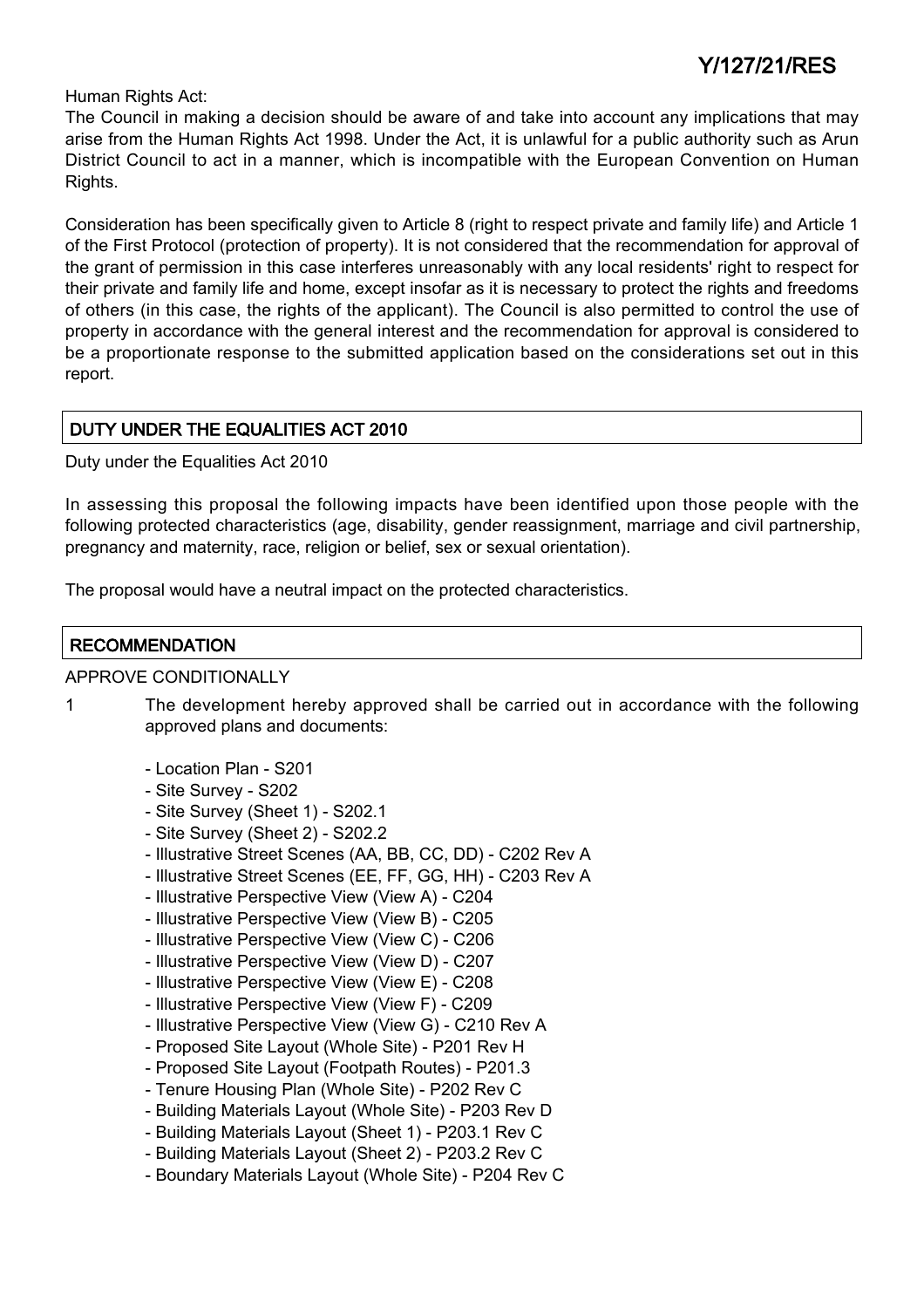Human Rights Act:
The Council in making a decision should be aware of and take into account any implications that may arise from the Human Rights Act 1998. Under the Act, it is unlawful for a public authority such as Arun District Council to act in a manner, which is incompatible with the European Convention on Human Rights.

Consideration has been specifically given to Article 8 (right to respect private and family life) and Article 1 of the First Protocol (protection of property). It is not considered that the recommendation for approval of the grant of permission in this case interferes unreasonably with any local residents' right to respect for their private and family life and home, except insofar as it is necessary to protect the rights and freedoms of others (in this case, the rights of the applicant). The Council is also permitted to control the use of property in accordance with the general interest and the recommendation for approval is considered to be a proportionate response to the submitted application based on the considerations set out in this report.

## DUTY UNDER THE EQUALITIES ACT 2010

Duty under the Equalities Act 2010

In assessing this proposal the following impacts have been identified upon those people with the following protected characteristics (age, disability, gender reassignment, marriage and civil partnership, pregnancy and maternity, race, religion or belief, sex or sexual orientation).

The proposal would have a neutral impact on the protected characteristics.

## RECOMMENDATION

APPROVE CONDITIONALLY

1 The development hereby approved shall be carried out in accordance with the following approved plans and documents:

- Location Plan - S201
- Site Survey - S202
- Site Survey (Sheet 1) - S202.1
- Site Survey (Sheet 2) - S202.2
- Illustrative Street Scenes (AA, BB, CC, DD) - C202 Rev A
- Illustrative Street Scenes (EE, FF, GG, HH) - C203 Rev A
- Illustrative Perspective View (View A) - C204
- Illustrative Perspective View (View B) - C205
- Illustrative Perspective View (View C) - C206
- Illustrative Perspective View (View D) - C207
- Illustrative Perspective View (View E) - C208
- Illustrative Perspective View (View F) - C209
- Illustrative Perspective View (View G) - C210 Rev A
- Proposed Site Layout (Whole Site) - P201 Rev H
- Proposed Site Layout (Footpath Routes) - P201.3
- Tenure Housing Plan (Whole Site) - P202 Rev C
- Building Materials Layout (Whole Site) - P203 Rev D
- Building Materials Layout (Sheet 1) - P203.1 Rev C
- Building Materials Layout (Sheet 2) - P203.2 Rev C
- Boundary Materials Layout (Whole Site) - P204 Rev C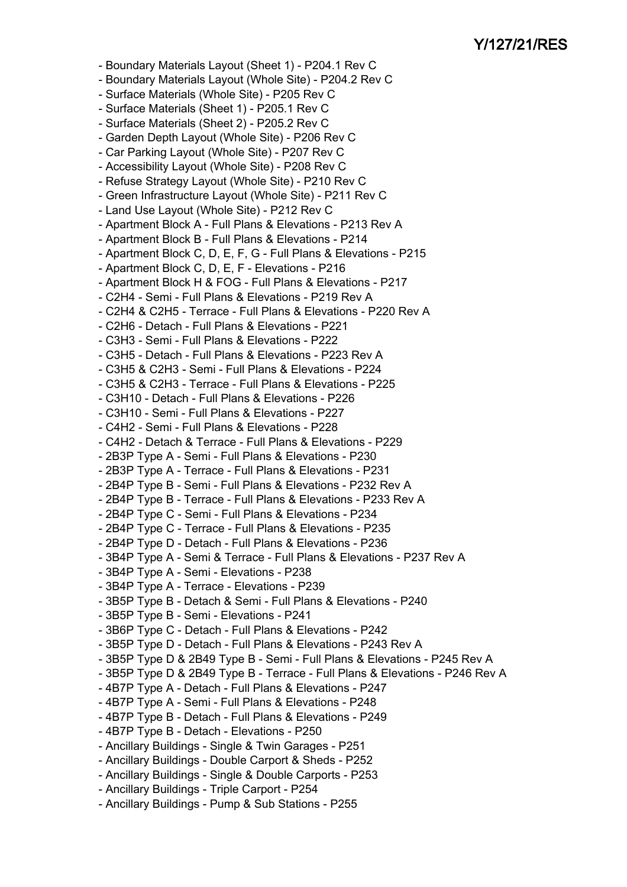- Boundary Materials Layout (Sheet 1) - P204.1 Rev C
- Boundary Materials Layout (Whole Site) - P204.2 Rev C
- Surface Materials (Whole Site) - P205 Rev C
- Surface Materials (Sheet 1) - P205.1 Rev C
- Surface Materials (Sheet 2) - P205.2 Rev C
- Garden Depth Layout (Whole Site) - P206 Rev C
- Car Parking Layout (Whole Site) - P207 Rev C
- Accessibility Layout (Whole Site) - P208 Rev C
- Refuse Strategy Layout (Whole Site) - P210 Rev C
- Green Infrastructure Layout (Whole Site) - P211 Rev C
- Land Use Layout (Whole Site) - P212 Rev C
- Apartment Block A - Full Plans & Elevations - P213 Rev A
- Apartment Block B - Full Plans & Elevations - P214
- Apartment Block C, D, E, F, G - Full Plans & Elevations - P215
- Apartment Block C, D, E, F - Elevations - P216
- Apartment Block H & FOG - Full Plans & Elevations - P217
- C2H4 - Semi - Full Plans & Elevations - P219 Rev A
- C2H4 & C2H5 - Terrace - Full Plans & Elevations - P220 Rev A
- C2H6 - Detach - Full Plans & Elevations - P221
- C3H3 - Semi - Full Plans & Elevations - P222
- C3H5 - Detach - Full Plans & Elevations - P223 Rev A
- C3H5 & C2H3 - Semi - Full Plans & Elevations - P224
- C3H5 & C2H3 - Terrace - Full Plans & Elevations - P225
- C3H10 - Detach - Full Plans & Elevations - P226
- C3H10 - Semi - Full Plans & Elevations - P227
- C4H2 - Semi - Full Plans & Elevations - P228
- C4H2 - Detach & Terrace - Full Plans & Elevations - P229
- 2B3P Type A - Semi - Full Plans & Elevations - P230
- 2B3P Type A - Terrace - Full Plans & Elevations - P231
- 2B4P Type B - Semi - Full Plans & Elevations - P232 Rev A
- 2B4P Type B - Terrace - Full Plans & Elevations - P233 Rev A
- 2B4P Type C - Semi - Full Plans & Elevations - P234
- 2B4P Type C - Terrace - Full Plans & Elevations - P235
- 2B4P Type D - Detach - Full Plans & Elevations - P236
- 3B4P Type A - Semi & Terrace - Full Plans & Elevations - P237 Rev A
- 3B4P Type A - Semi - Elevations - P238
- 3B4P Type A - Terrace - Elevations - P239
- 3B5P Type B - Detach & Semi - Full Plans & Elevations - P240
- 3B5P Type B - Semi - Elevations - P241
- 3B6P Type C - Detach - Full Plans & Elevations - P242
- 3B5P Type D - Detach - Full Plans & Elevations - P243 Rev A
- 3B5P Type D & 2B49 Type B - Semi - Full Plans & Elevations - P245 Rev A
- 3B5P Type D & 2B49 Type B - Terrace - Full Plans & Elevations - P246 Rev A
- 4B7P Type A - Detach - Full Plans & Elevations - P247
- 4B7P Type A - Semi - Full Plans & Elevations - P248
- 4B7P Type B - Detach - Full Plans & Elevations - P249
- 4B7P Type B - Detach - Elevations - P250
- Ancillary Buildings - Single & Twin Garages - P251
- Ancillary Buildings - Double Carport & Sheds - P252
- Ancillary Buildings - Single & Double Carports - P253
- Ancillary Buildings - Triple Carport - P254
- Ancillary Buildings - Pump & Sub Stations - P255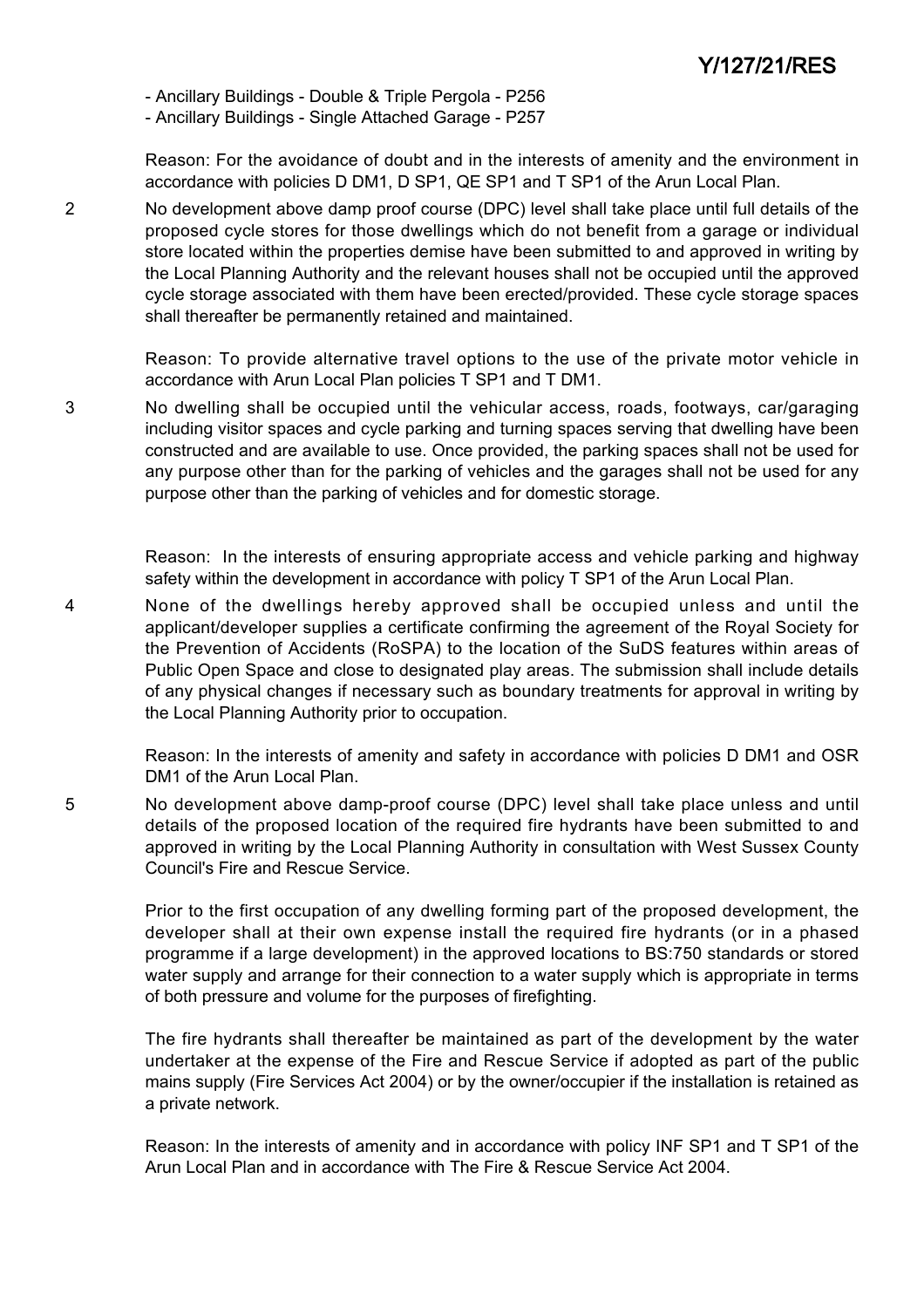- Ancillary Buildings - Double & Triple Pergola - P256
- Ancillary Buildings - Single Attached Garage - P257

Reason: For the avoidance of doubt and in the interests of amenity and the environment in accordance with policies D DM1, D SP1, QE SP1 and T SP1 of the Arun Local Plan.

2 No development above damp proof course (DPC) level shall take place until full details of the proposed cycle stores for those dwellings which do not benefit from a garage or individual store located within the properties demise have been submitted to and approved in writing by the Local Planning Authority and the relevant houses shall not be occupied until the approved cycle storage associated with them have been erected/provided. These cycle storage spaces shall thereafter be permanently retained and maintained.

Reason: To provide alternative travel options to the use of the private motor vehicle in accordance with Arun Local Plan policies T SP1 and T DM1.

3 No dwelling shall be occupied until the vehicular access, roads, footways, car/garaging including visitor spaces and cycle parking and turning spaces serving that dwelling have been constructed and are available to use. Once provided, the parking spaces shall not be used for any purpose other than for the parking of vehicles and the garages shall not be used for any purpose other than the parking of vehicles and for domestic storage.

Reason: In the interests of ensuring appropriate access and vehicle parking and highway safety within the development in accordance with policy T SP1 of the Arun Local Plan.

4 None of the dwellings hereby approved shall be occupied unless and until the applicant/developer supplies a certificate confirming the agreement of the Royal Society for the Prevention of Accidents (RoSPA) to the location of the SuDS features within areas of Public Open Space and close to designated play areas. The submission shall include details of any physical changes if necessary such as boundary treatments for approval in writing by the Local Planning Authority prior to occupation.

Reason: In the interests of amenity and safety in accordance with policies D DM1 and OSR DM1 of the Arun Local Plan.

5 No development above damp-proof course (DPC) level shall take place unless and until details of the proposed location of the required fire hydrants have been submitted to and approved in writing by the Local Planning Authority in consultation with West Sussex County Council's Fire and Rescue Service.

Prior to the first occupation of any dwelling forming part of the proposed development, the developer shall at their own expense install the required fire hydrants (or in a phased programme if a large development) in the approved locations to BS:750 standards or stored water supply and arrange for their connection to a water supply which is appropriate in terms of both pressure and volume for the purposes of firefighting.

The fire hydrants shall thereafter be maintained as part of the development by the water undertaker at the expense of the Fire and Rescue Service if adopted as part of the public mains supply (Fire Services Act 2004) or by the owner/occupier if the installation is retained as a private network.

Reason: In the interests of amenity and in accordance with policy INF SP1 and T SP1 of the Arun Local Plan and in accordance with The Fire & Rescue Service Act 2004.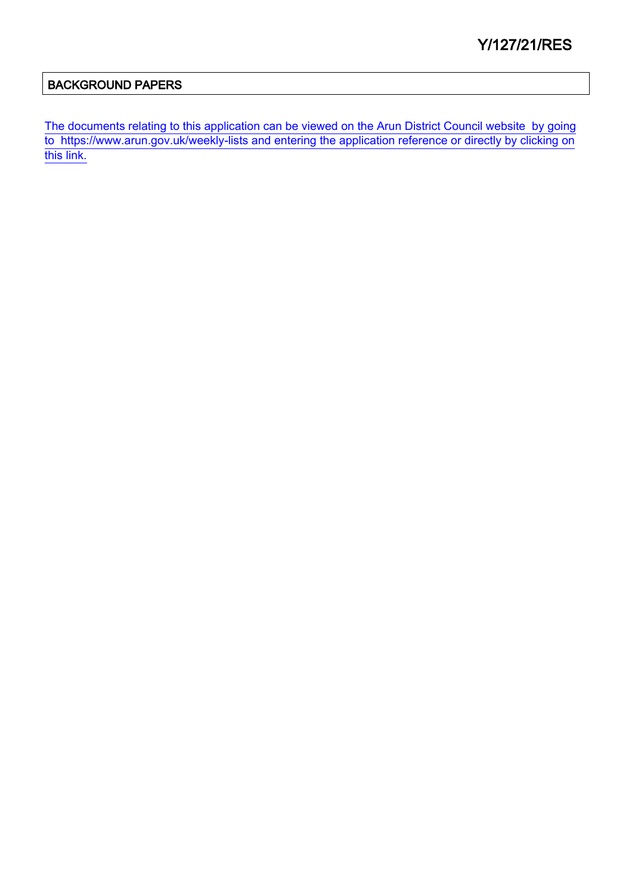Y/127/21/RES

## BACKGROUND PAPERS

The documents relating to this application can be viewed on the Arun District Council website by going to https://www.arun.gov.uk/weekly-lists and entering the application reference or directly by clicking on this link.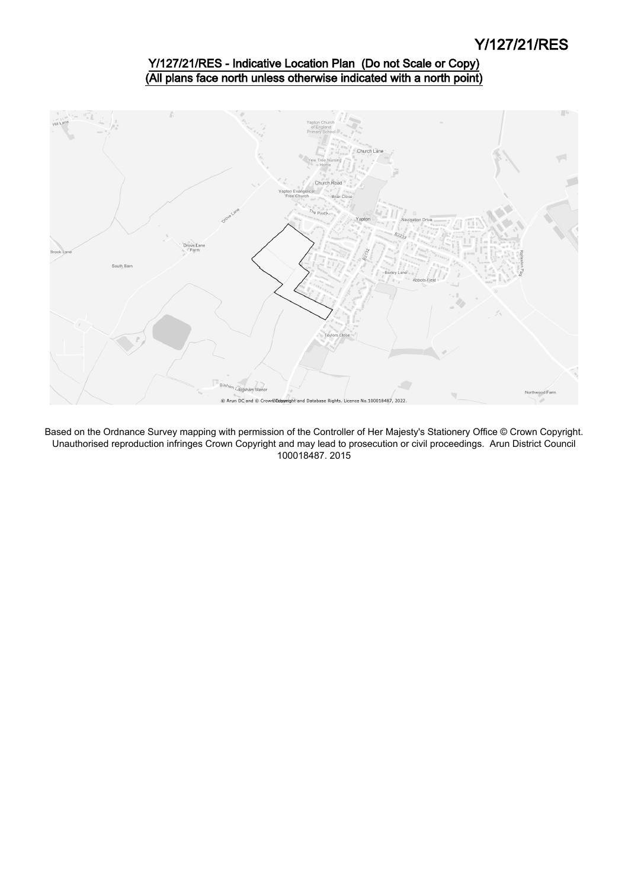# Y/127/21/RES

## Y/127/21/RES - Indicative Location Plan (Do not Scale or Copy)
## (All plans face north unless otherwise indicated with a north point)

Based on the Ordnance Survey mapping with permission of the Controller of Her Majesty's Stationery Office © Crown Copyright. Unauthorised reproduction infringes Crown Copyright and may lead to prosecution or civil proceedings. Arun District Council 100018487. 2015